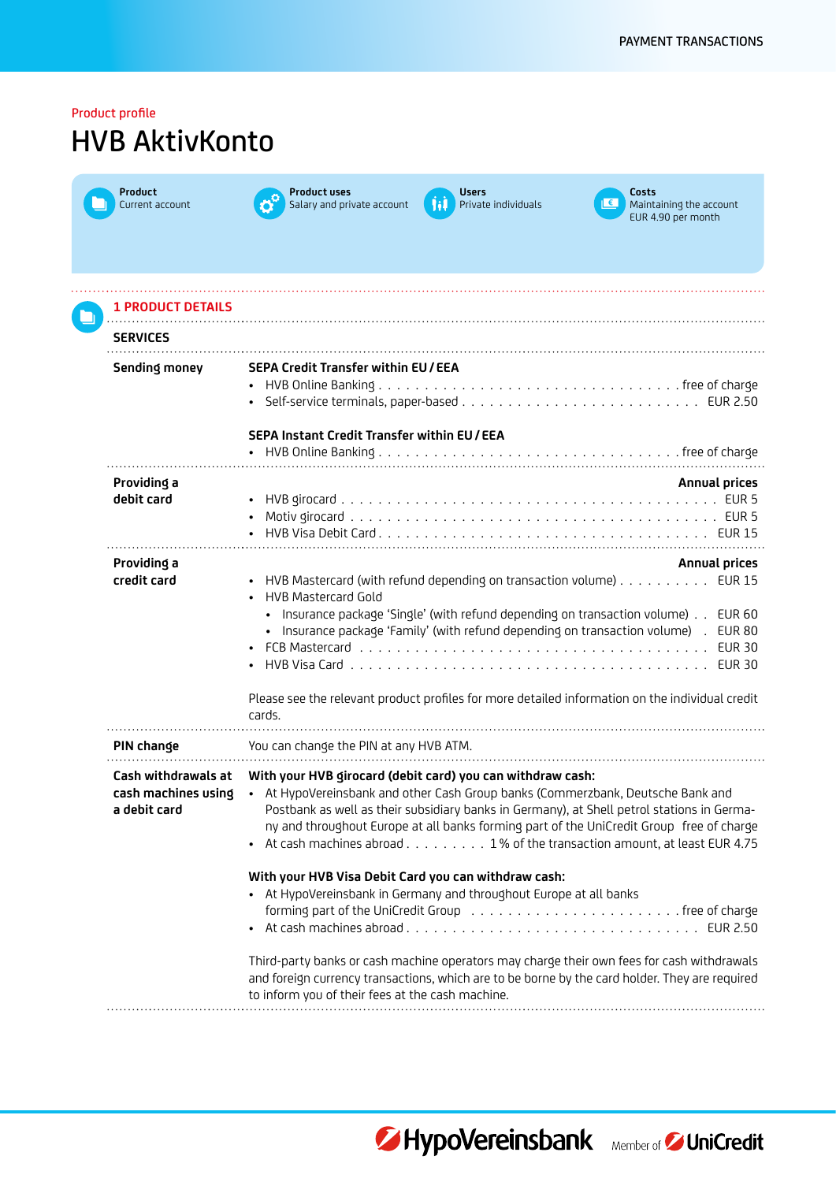Product profile

# HVB AktivKonto

**Product**
Current account

**Product uses**
Salary and private account

**Users**
Private individuals

**Costs**
Maintaining the account
EUR 4.90 per month

## 1 PRODUCT DETAILS

### SERVICES

**Sending money**

**SEPA Credit Transfer within EU / EEA**

- HVB Online Banking . . . . . . . . . . . . . . . . . . . . . . . . . . . . . . . . free of charge
- Self-service terminals, paper-based . . . . . . . . . . . . . . . . . . . . . . . . EUR 2.50

**SEPA Instant Credit Transfer within EU / EEA**

- HVB Online Banking . . . . . . . . . . . . . . . . . . . . . . . . . . . . . . . . free of charge

**Providing a debit card**

**Annual prices**

- HVB girocard . . . . . . . . . . . . . . . . . . . . . . . . . . . . . . . . . . . . . . . EUR 5
- Motiv girocard . . . . . . . . . . . . . . . . . . . . . . . . . . . . . . . . . . . . . . EUR 5
- HVB Visa Debit Card . . . . . . . . . . . . . . . . . . . . . . . . . . . . . . . . . . EUR 15

**Providing a credit card**

**Annual prices**

- HVB Mastercard (with refund depending on transaction volume) . . . . . . . . . . EUR 15
- HVB Mastercard Gold
  - Insurance package 'Single' (with refund depending on transaction volume) . . EUR 60
  - Insurance package 'Family' (with refund depending on transaction volume) . EUR 80
- FCB Mastercard . . . . . . . . . . . . . . . . . . . . . . . . . . . . . . . . . . . . EUR 30
- HVB Visa Card . . . . . . . . . . . . . . . . . . . . . . . . . . . . . . . . . . . . . EUR 30

Please see the relevant product profiles for more detailed information on the individual credit cards.

**PIN change**

You can change the PIN at any HVB ATM.

**Cash withdrawals at cash machines using a debit card**

**With your HVB girocard (debit card) you can withdraw cash:**

- At HypoVereinsbank and other Cash Group banks (Commerzbank, Deutsche Bank and Postbank as well as their subsidiary banks in Germany), at Shell petrol stations in Germany and throughout Europe at all banks forming part of the UniCredit Group free of charge
- At cash machines abroad . . . . . . . . . 1 % of the transaction amount, at least EUR 4.75

**With your HVB Visa Debit Card you can withdraw cash:**

- At HypoVereinsbank in Germany and throughout Europe at all banks forming part of the UniCredit Group . . . . . . . . . . . . . . . . . . . . . . . free of charge
- At cash machines abroad . . . . . . . . . . . . . . . . . . . . . . . . . . . . . . . EUR 2.50

Third-party banks or cash machine operators may charge their own fees for cash withdrawals and foreign currency transactions, which are to be borne by the card holder. They are required to inform you of their fees at the cash machine.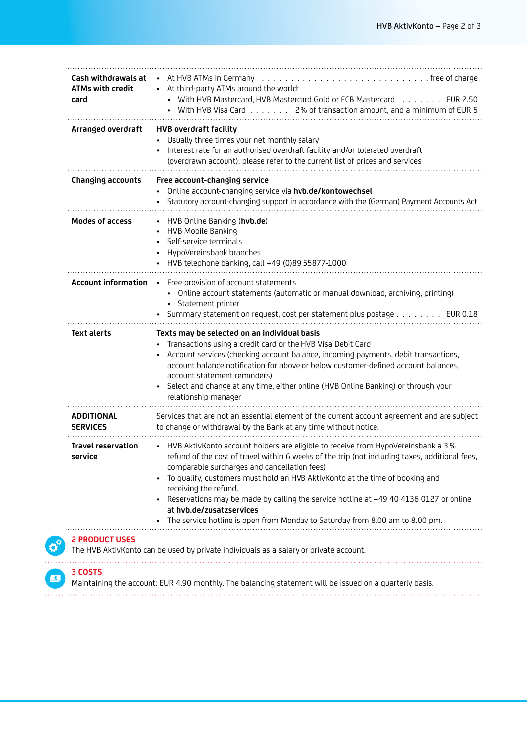| | |
|---|---|
| **Cash withdrawals at ATMs with credit card** | • At HVB ATMs in Germany . . . . . . . . . . . . . . . . . . . . . . . . . . . free of charge<br>• At third-party ATMs around the world:<br>  • With HVB Mastercard, HVB Mastercard Gold or FCB Mastercard . . . . . . . EUR 2.50<br>  • With HVB Visa Card . . . . . . . 2 % of transaction amount, and a minimum of EUR 5 |
| **Arranged overdraft** | **HVB overdraft facility**<br>• Usually three times your net monthly salary<br>• Interest rate for an authorised overdraft facility and/or tolerated overdraft (overdrawn account): please refer to the current list of prices and services |
| **Changing accounts** | **Free account-changing service**<br>• Online account-changing service via **hvb.de/kontowechsel**<br>• Statutory account-changing support in accordance with the (German) Payment Accounts Act |
| **Modes of access** | • HVB Online Banking (**hvb.de**)<br>• HVB Mobile Banking<br>• Self-service terminals<br>• HypoVereinsbank branches<br>• HVB telephone banking, call +49 (0)89 55877-1000 |
| **Account information** | • Free provision of account statements<br>  • Online account statements (automatic or manual download, archiving, printing)<br>  • Statement printer<br>• Summary statement on request, cost per statement plus postage . . . . . . . . EUR 0.18 |
| **Text alerts** | **Texts may be selected on an individual basis**<br>• Transactions using a credit card or the HVB Visa Debit Card<br>• Account services (checking account balance, incoming payments, debit transactions, account balance notification for above or below customer-defined account balances, account statement reminders)<br>• Select and change at any time, either online (HVB Online Banking) or through your relationship manager |
| **ADDITIONAL SERVICES** | Services that are not an essential element of the current account agreement and are subject to change or withdrawal by the Bank at any time without notice: |
| **Travel reservation service** | • HVB AktivKonto account holders are eligible to receive from HypoVereinsbank a 3 % refund of the cost of travel within 6 weeks of the trip (not including taxes, additional fees, comparable surcharges and cancellation fees)<br>• To qualify, customers must hold an HVB AktivKonto at the time of booking and receiving the refund.<br>• Reservations may be made by calling the service hotline at +49 40 4136 0127 or online at **hvb.de/zusatzservices**<br>• The service hotline is open from Monday to Saturday from 8.00 am to 8.00 pm. |

## 2 PRODUCT USES

The HVB AktivKonto can be used by private individuals as a salary or private account.

## 3 COSTS

Maintaining the account: EUR 4.90 monthly. The balancing statement will be issued on a quarterly basis.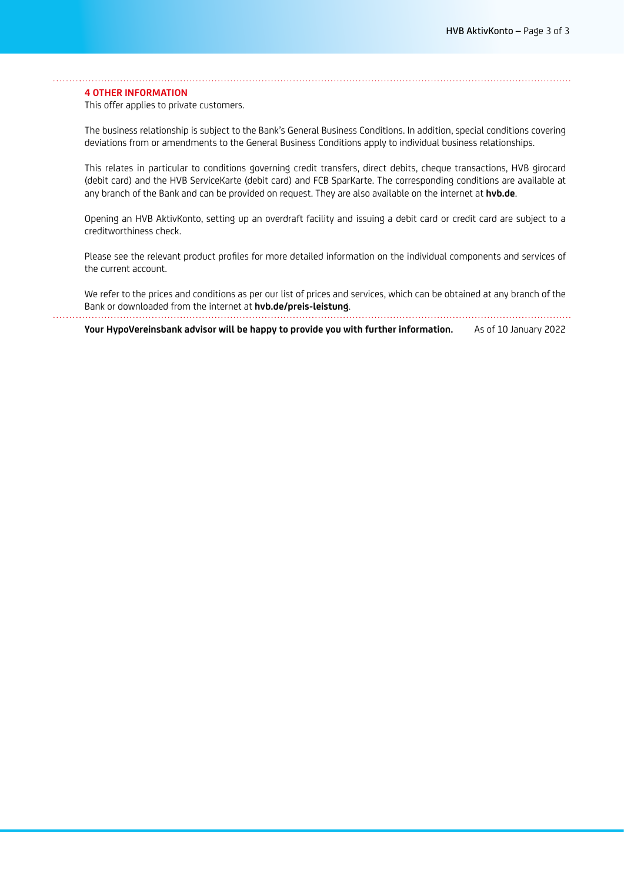## 4 OTHER INFORMATION

This offer applies to private customers.

The business relationship is subject to the Bank's General Business Conditions. In addition, special conditions covering deviations from or amendments to the General Business Conditions apply to individual business relationships.

This relates in particular to conditions governing credit transfers, direct debits, cheque transactions, HVB girocard (debit card) and the HVB ServiceKarte (debit card) and FCB SparKarte. The corresponding conditions are available at any branch of the Bank and can be provided on request. They are also available on the internet at **hvb.de**.

Opening an HVB AktivKonto, setting up an overdraft facility and issuing a debit card or credit card are subject to a creditworthiness check.

Please see the relevant product profiles for more detailed information on the individual components and services of the current account.

We refer to the prices and conditions as per our list of prices and services, which can be obtained at any branch of the Bank or downloaded from the internet at **hvb.de/preis-leistung**.

**Your HypoVereinsbank advisor will be happy to provide you with further information.** As of 10 January 2022